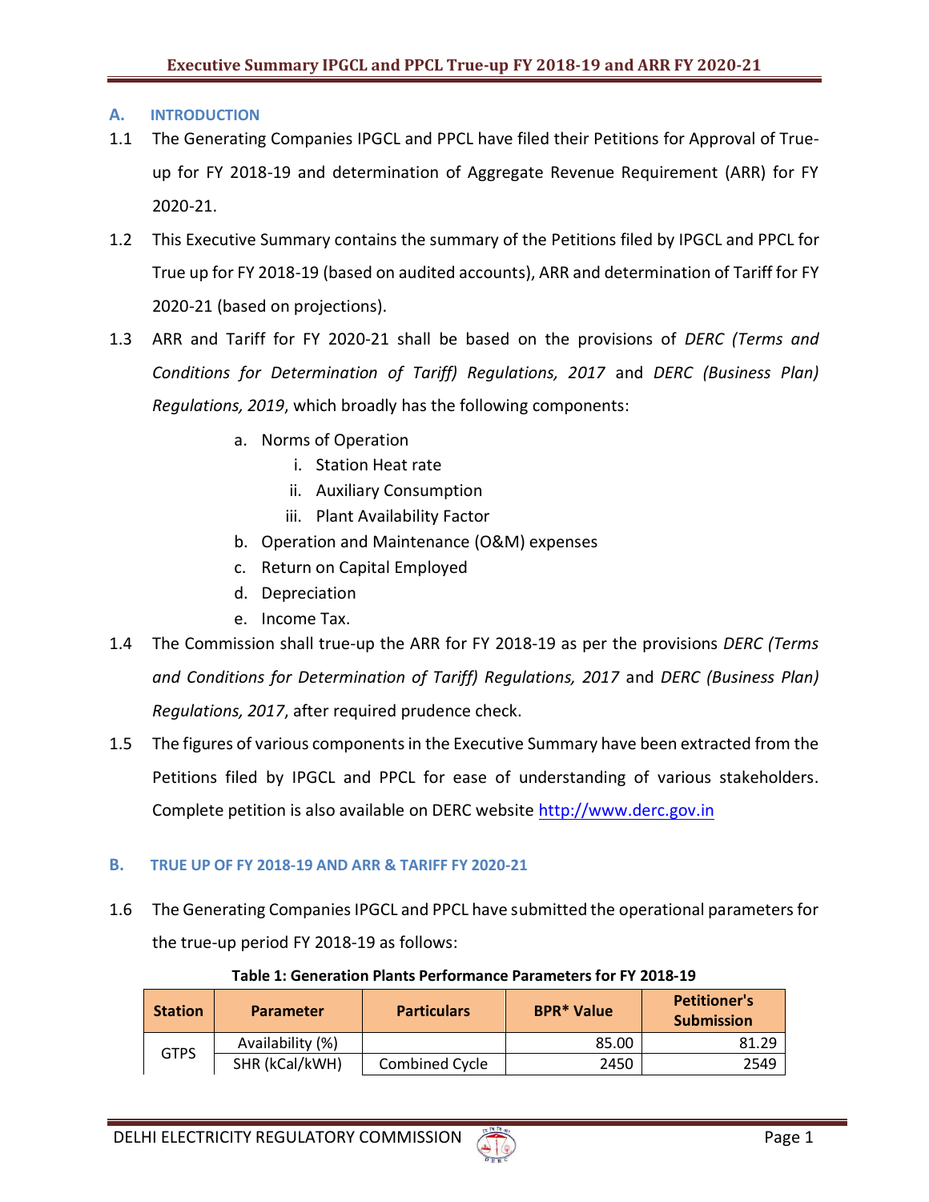## A. INTRODUCTION

1.1 The Generating Companies IPGCL and PPCL have filed their Petitions for Approval of True-up for FY 2018-19 and determination of Aggregate Revenue Requirement (ARR) for FY 2020-21.

1.2 This Executive Summary contains the summary of the Petitions filed by IPGCL and PPCL for True up for FY 2018-19 (based on audited accounts), ARR and determination of Tariff for FY 2020-21 (based on projections).

1.3 ARR and Tariff for FY 2020-21 shall be based on the provisions of *DERC (Terms and Conditions for Determination of Tariff) Regulations, 2017* and *DERC (Business Plan) Regulations, 2019*, which broadly has the following components:

   a. Norms of Operation
      i. Station Heat rate
      ii. Auxiliary Consumption
      iii. Plant Availability Factor
   b. Operation and Maintenance (O&M) expenses
   c. Return on Capital Employed
   d. Depreciation
   e. Income Tax.

1.4 The Commission shall true-up the ARR for FY 2018-19 as per the provisions *DERC (Terms and Conditions for Determination of Tariff) Regulations, 2017* and *DERC (Business Plan) Regulations, 2017*, after required prudence check.

1.5 The figures of various components in the Executive Summary have been extracted from the Petitions filed by IPGCL and PPCL for ease of understanding of various stakeholders. Complete petition is also available on DERC website http://www.derc.gov.in

## B. TRUE UP OF FY 2018-19 AND ARR & TARIFF FY 2020-21

1.6 The Generating Companies IPGCL and PPCL have submitted the operational parameters for the true-up period FY 2018-19 as follows:

**Table 1: Generation Plants Performance Parameters for FY 2018-19**

| Station | Parameter | Particulars | BPR* Value | Petitioner's Submission |
|---|---|---|---|---|
| GTPS | Availability (%) | | 85.00 | 81.29 |
| | SHR (kCal/kWH) | Combined Cycle | 2450 | 2549 |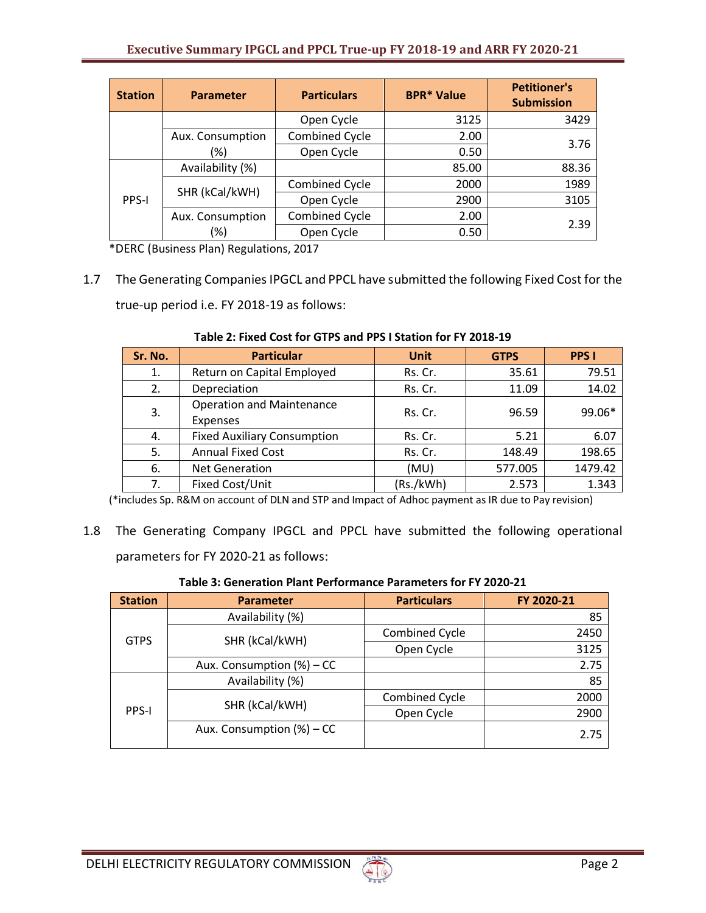| Station | Parameter | Particulars | BPR* Value | Petitioner's Submission |
|---|---|---|---|---|
| | | Open Cycle | 3125 | 3429 |
| | Aux. Consumption (%) | Combined Cycle | 2.00 | 3.76 |
| | | Open Cycle | 0.50 | |
| PPS-I | Availability (%) | | 85.00 | 88.36 |
| | SHR (kCal/kWH) | Combined Cycle | 2000 | 1989 |
| | | Open Cycle | 2900 | 3105 |
| | Aux. Consumption (%) | Combined Cycle | 2.00 | 2.39 |
| | | Open Cycle | 0.50 | |

*DERC (Business Plan) Regulations, 2017

1.7 The Generating Companies IPGCL and PPCL have submitted the following Fixed Cost for the true-up period i.e. FY 2018-19 as follows:

**Table 2: Fixed Cost for GTPS and PPS I Station for FY 2018-19**

| Sr. No. | Particular | Unit | GTPS | PPS I |
|---|---|---|---|---|
| 1. | Return on Capital Employed | Rs. Cr. | 35.61 | 79.51 |
| 2. | Depreciation | Rs. Cr. | 11.09 | 14.02 |
| 3. | Operation and Maintenance Expenses | Rs. Cr. | 96.59 | 99.06* |
| 4. | Fixed Auxiliary Consumption | Rs. Cr. | 5.21 | 6.07 |
| 5. | Annual Fixed Cost | Rs. Cr. | 148.49 | 198.65 |
| 6. | Net Generation | (MU) | 577.005 | 1479.42 |
| 7. | Fixed Cost/Unit | (Rs./kWh) | 2.573 | 1.343 |

(*includes Sp. R&M on account of DLN and STP and Impact of Adhoc payment as IR due to Pay revision)

1.8 The Generating Company IPGCL and PPCL have submitted the following operational parameters for FY 2020-21 as follows:

**Table 3: Generation Plant Performance Parameters for FY 2020-21**

| Station | Parameter | Particulars | FY 2020-21 |
|---|---|---|---|
| GTPS | Availability (%) | | 85 |
| | SHR (kCal/kWH) | Combined Cycle | 2450 |
| | | Open Cycle | 3125 |
| | Aux. Consumption (%) – CC | | 2.75 |
| PPS-I | Availability (%) | | 85 |
| | SHR (kCal/kWH) | Combined Cycle | 2000 |
| | | Open Cycle | 2900 |
| | Aux. Consumption (%) – CC | | 2.75 |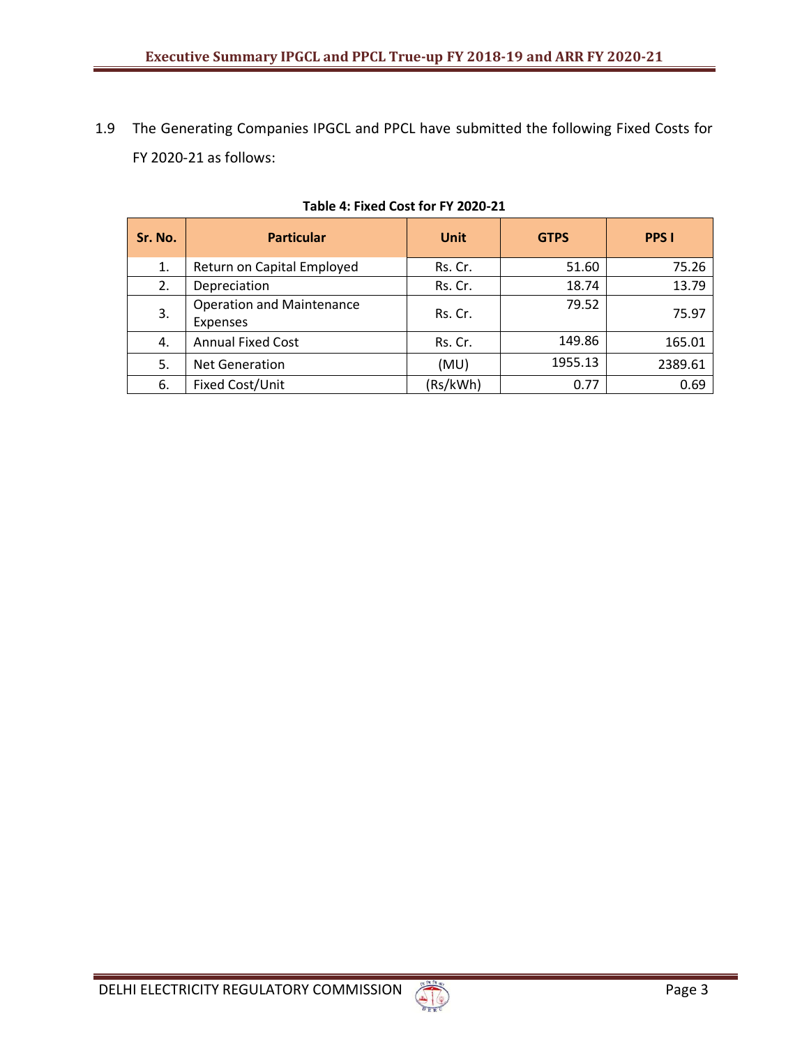1.9 The Generating Companies IPGCL and PPCL have submitted the following Fixed Costs for FY 2020-21 as follows:

**Table 4: Fixed Cost for FY 2020-21**

| Sr. No. | Particular | Unit | GTPS | PPS I |
|---|---|---|---|---|
| 1. | Return on Capital Employed | Rs. Cr. | 51.60 | 75.26 |
| 2. | Depreciation | Rs. Cr. | 18.74 | 13.79 |
| 3. | Operation and Maintenance Expenses | Rs. Cr. | 79.52 | 75.97 |
| 4. | Annual Fixed Cost | Rs. Cr. | 149.86 | 165.01 |
| 5. | Net Generation | (MU) | 1955.13 | 2389.61 |
| 6. | Fixed Cost/Unit | (Rs/kWh) | 0.77 | 0.69 |